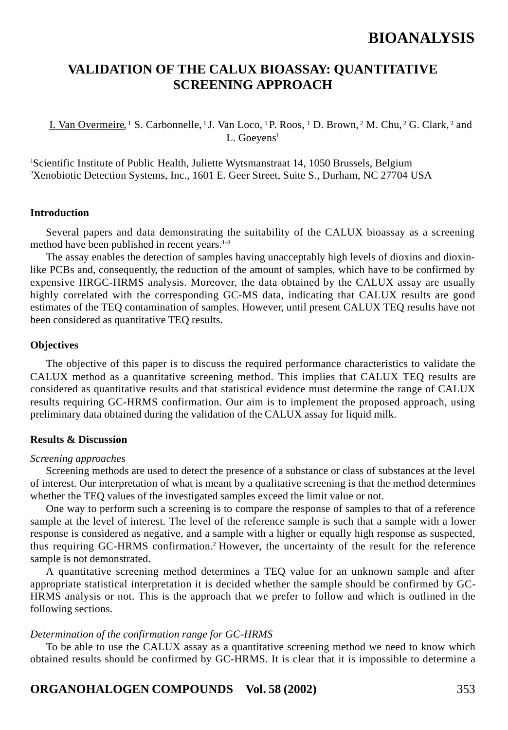# VALIDATION OF THE CALUX BIOASSAY: QUANTITATIVE SCREENING APPROACH

I. Van Overmeire,[1] S. Carbonnelle,[1] J. Van Loco,[1] P. Roos,[1] D. Brown,[2] M. Chu,[2] G. Clark,[2] and L. Goeyens[1]

[1]Scientific Institute of Public Health, Juliette Wytsmanstraat 14, 1050 Brussels, Belgium
[2]Xenobiotic Detection Systems, Inc., 1601 E. Geer Street, Suite S., Durham, NC 27704 USA

### Introduction

Several papers and data demonstrating the suitability of the CALUX bioassay as a screening method have been published in recent years.[1-8]

The assay enables the detection of samples having unacceptably high levels of dioxins and dioxin-like PCBs and, consequently, the reduction of the amount of samples, which have to be confirmed by expensive HRGC-HRMS analysis. Moreover, the data obtained by the CALUX assay are usually highly correlated with the corresponding GC-MS data, indicating that CALUX results are good estimates of the TEQ contamination of samples. However, until present CALUX TEQ results have not been considered as quantitative TEQ results.

### Objectives

The objective of this paper is to discuss the required performance characteristics to validate the CALUX method as a quantitative screening method. This implies that CALUX TEQ results are considered as quantitative results and that statistical evidence must determine the range of CALUX results requiring GC-HRMS confirmation. Our aim is to implement the proposed approach, using preliminary data obtained during the validation of the CALUX assay for liquid milk.

### Results & Discussion

*Screening approaches*

Screening methods are used to detect the presence of a substance or class of substances at the level of interest. Our interpretation of what is meant by a qualitative screening is that the method determines whether the TEQ values of the investigated samples exceed the limit value or not.

One way to perform such a screening is to compare the response of samples to that of a reference sample at the level of interest. The level of the reference sample is such that a sample with a lower response is considered as negative, and a sample with a higher or equally high response as suspected, thus requiring GC-HRMS confirmation.[2] However, the uncertainty of the result for the reference sample is not demonstrated.

A quantitative screening method determines a TEQ value for an unknown sample and after appropriate statistical interpretation it is decided whether the sample should be confirmed by GC-HRMS analysis or not. This is the approach that we prefer to follow and which is outlined in the following sections.

*Determination of the confirmation range for GC-HRMS*

To be able to use the CALUX assay as a quantitative screening method we need to know which obtained results should be confirmed by GC-HRMS. It is clear that it is impossible to determine a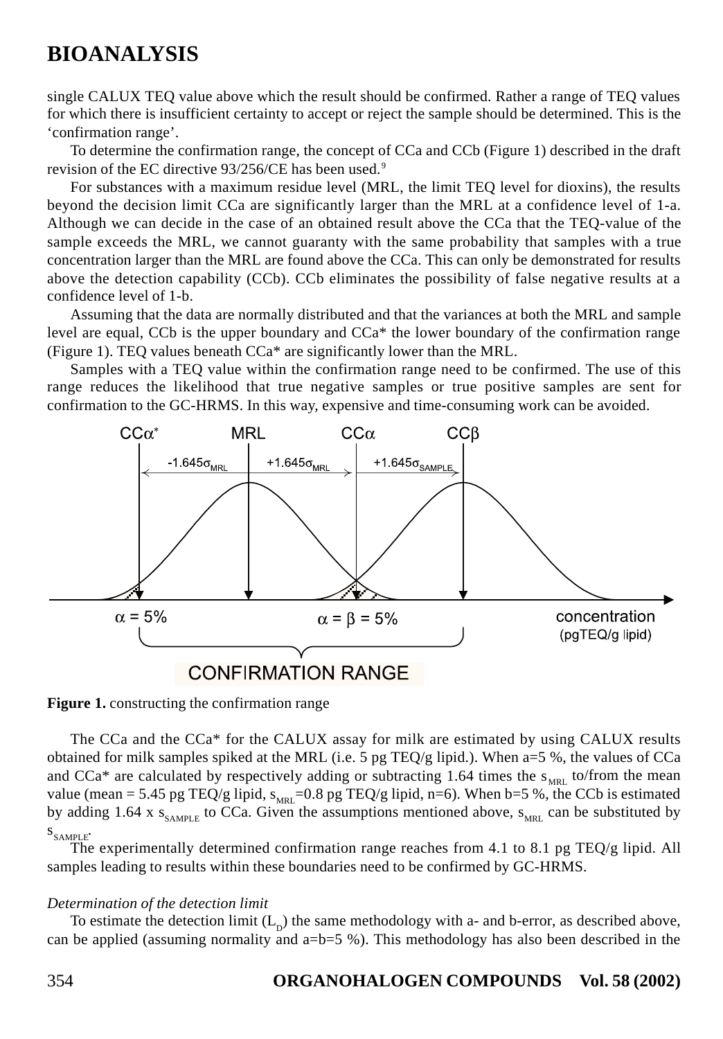single CALUX TEQ value above which the result should be confirmed. Rather a range of TEQ values for which there is insufficient certainty to accept or reject the sample should be determined. This is the 'confirmation range'.

To determine the confirmation range, the concept of CCa and CCb (Figure 1) described in the draft revision of the EC directive 93/256/CE has been used.[9]

For substances with a maximum residue level (MRL, the limit TEQ level for dioxins), the results beyond the decision limit CCa are significantly larger than the MRL at a confidence level of 1-a. Although we can decide in the case of an obtained result above the CCa that the TEQ-value of the sample exceeds the MRL, we cannot guaranty with the same probability that samples with a true concentration larger than the MRL are found above the CCa. This can only be demonstrated for results above the detection capability (CCb). CCb eliminates the possibility of false negative results at a confidence level of 1-b.

Assuming that the data are normally distributed and that the variances at both the MRL and sample level are equal, CCb is the upper boundary and CCa* the lower boundary of the confirmation range (Figure 1). TEQ values beneath CCa* are significantly lower than the MRL.

Samples with a TEQ value within the confirmation range need to be confirmed. The use of this range reduces the likelihood that true negative samples or true positive samples are sent for confirmation to the GC-HRMS. In this way, expensive and time-consuming work can be avoided.

**Figure 1.** constructing the confirmation range

The CCa and the CCa* for the CALUX assay for milk are estimated by using CALUX results obtained for milk samples spiked at the MRL (i.e. 5 pg TEQ/g lipid.). When a=5 %, the values of CCa and CCa* are calculated by respectively adding or subtracting 1.64 times the $s_{MRL}$ to/from the mean value (mean = 5.45 pg TEQ/g lipid, $s_{MRL}$=0.8 pg TEQ/g lipid, n=6). When b=5 %, the CCb is estimated by adding 1.64 x $s_{SAMPLE}$ to CCa. Given the assumptions mentioned above, $s_{MRL}$ can be substituted by $s_{SAMPLE}$.

The experimentally determined confirmation range reaches from 4.1 to 8.1 pg TEQ/g lipid. All samples leading to results within these boundaries need to be confirmed by GC-HRMS.

*Determination of the detection limit*

To estimate the detection limit ($L_D$) the same methodology with a- and b-error, as described above, can be applied (assuming normality and a=b=5 %). This methodology has also been described in the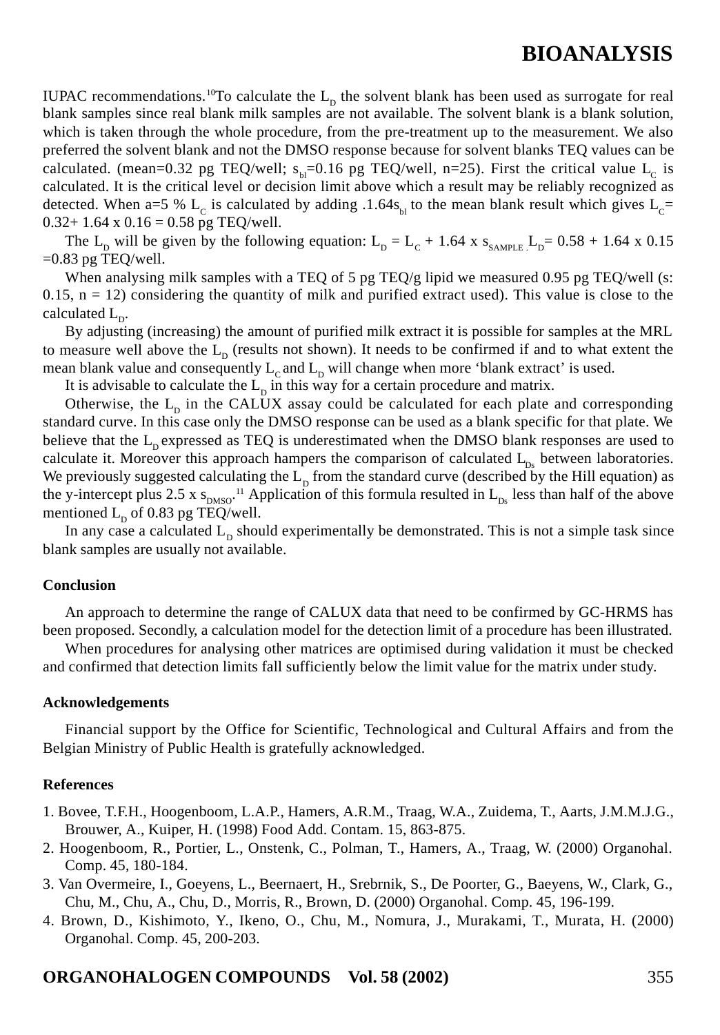IUPAC recommendations.[10] To calculate the $L_D$ the solvent blank has been used as surrogate for real blank samples since real blank milk samples are not available. The solvent blank is a blank solution, which is taken through the whole procedure, from the pre-treatment up to the measurement. We also preferred the solvent blank and not the DMSO response because for solvent blanks TEQ values can be calculated. (mean=0.32 pg TEQ/well; $s_{bl}$=0.16 pg TEQ/well, n=25). First the critical value $L_C$ is calculated. It is the critical level or decision limit above which a result may be reliably recognized as detected. When a=5 % $L_C$ is calculated by adding .1.64$s_{bl}$ to the mean blank result which gives $L_C$= 0.32+ 1.64 x 0.16 = 0.58 pg TEQ/well.

The $L_D$ will be given by the following equation: $L_D = L_C + 1.64 \times s_{SAMPLE}$ . $L_D$= 0.58 + 1.64 x 0.15 =0.83 pg TEQ/well.

When analysing milk samples with a TEQ of 5 pg TEQ/g lipid we measured 0.95 pg TEQ/well (s: 0.15, n = 12) considering the quantity of milk and purified extract used). This value is close to the calculated $L_D$.

By adjusting (increasing) the amount of purified milk extract it is possible for samples at the MRL to measure well above the $L_D$ (results not shown). It needs to be confirmed if and to what extent the mean blank value and consequently $L_C$ and $L_D$ will change when more 'blank extract' is used.

It is advisable to calculate the $L_D$ in this way for a certain procedure and matrix.

Otherwise, the $L_D$ in the CALUX assay could be calculated for each plate and corresponding standard curve. In this case only the DMSO response can be used as a blank specific for that plate. We believe that the $L_D$ expressed as TEQ is underestimated when the DMSO blank responses are used to calculate it. Moreover this approach hampers the comparison of calculated $L_{Ds}$ between laboratories. We previously suggested calculating the $L_D$ from the standard curve (described by the Hill equation) as the y-intercept plus 2.5 x $s_{DMSO}$.[11] Application of this formula resulted in $L_{Ds}$ less than half of the above mentioned $L_D$ of 0.83 pg TEQ/well.

In any case a calculated $L_D$ should experimentally be demonstrated. This is not a simple task since blank samples are usually not available.

**Conclusion**

An approach to determine the range of CALUX data that need to be confirmed by GC-HRMS has been proposed. Secondly, a calculation model for the detection limit of a procedure has been illustrated.

When procedures for analysing other matrices are optimised during validation it must be checked and confirmed that detection limits fall sufficiently below the limit value for the matrix under study.

**Acknowledgements**

Financial support by the Office for Scientific, Technological and Cultural Affairs and from the Belgian Ministry of Public Health is gratefully acknowledged.

**References**

1. Bovee, T.F.H., Hoogenboom, L.A.P., Hamers, A.R.M., Traag, W.A., Zuidema, T., Aarts, J.M.M.J.G., Brouwer, A., Kuiper, H. (1998) Food Add. Contam. 15, 863-875.
2. Hoogenboom, R., Portier, L., Onstenk, C., Polman, T., Hamers, A., Traag, W. (2000) Organohal. Comp. 45, 180-184.
3. Van Overmeire, I., Goeyens, L., Beernaert, H., Srebrnik, S., De Poorter, G., Baeyens, W., Clark, G., Chu, M., Chu, A., Chu, D., Morris, R., Brown, D. (2000) Organohal. Comp. 45, 196-199.
4. Brown, D., Kishimoto, Y., Ikeno, O., Chu, M., Nomura, J., Murakami, T., Murata, H. (2000) Organohal. Comp. 45, 200-203.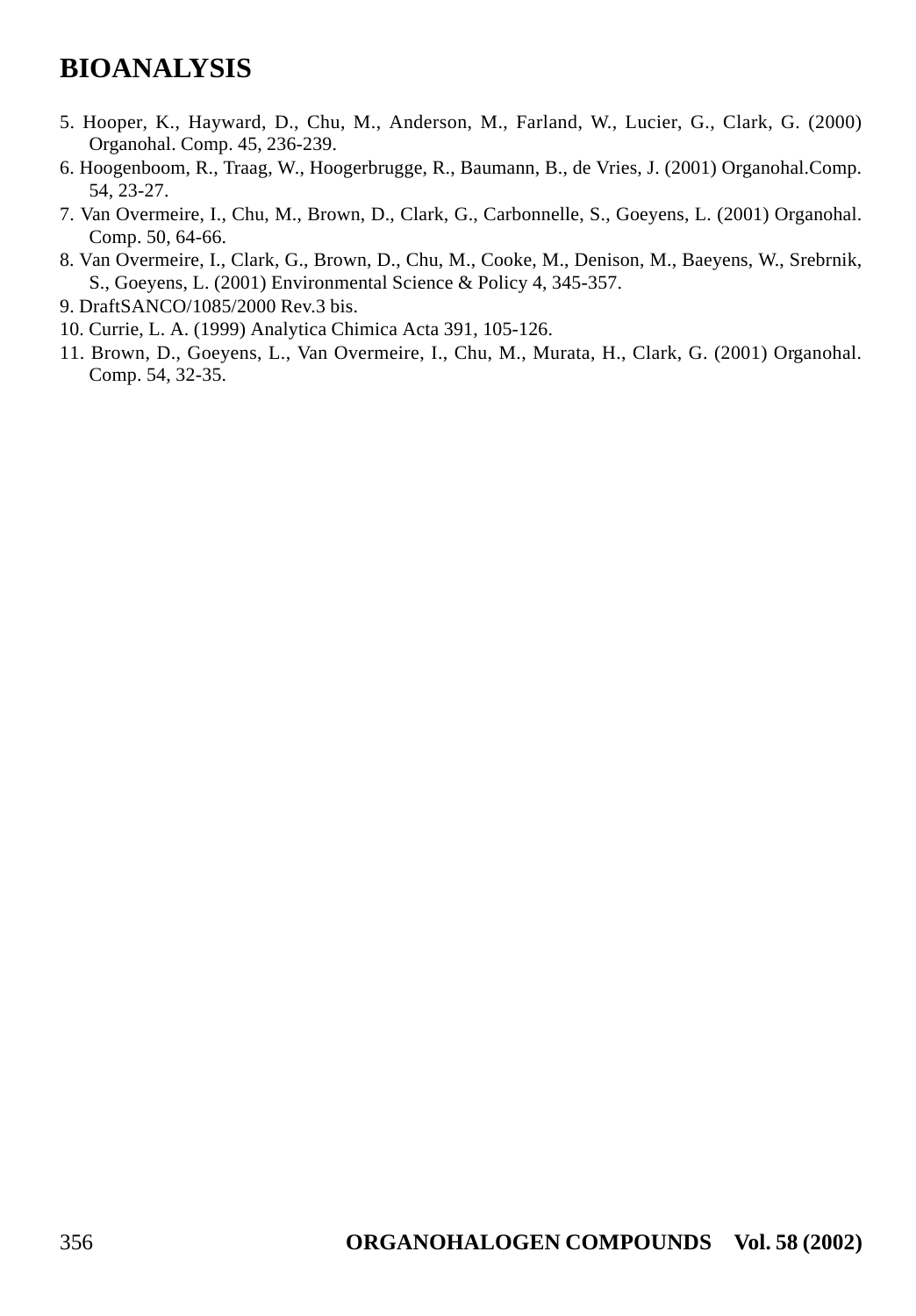5. Hooper, K., Hayward, D., Chu, M., Anderson, M., Farland, W., Lucier, G., Clark, G. (2000) Organohal. Comp. 45, 236-239.
6. Hoogenboom, R., Traag, W., Hoogerbrugge, R., Baumann, B., de Vries, J. (2001) Organohal.Comp. 54, 23-27.
7. Van Overmeire, I., Chu, M., Brown, D., Clark, G., Carbonnelle, S., Goeyens, L. (2001) Organohal. Comp. 50, 64-66.
8. Van Overmeire, I., Clark, G., Brown, D., Chu, M., Cooke, M., Denison, M., Baeyens, W., Srebrnik, S., Goeyens, L. (2001) Environmental Science & Policy 4, 345-357.
9. DraftSANCO/1085/2000 Rev.3 bis.
10. Currie, L. A. (1999) Analytica Chimica Acta 391, 105-126.
11. Brown, D., Goeyens, L., Van Overmeire, I., Chu, M., Murata, H., Clark, G. (2001) Organohal. Comp. 54, 32-35.